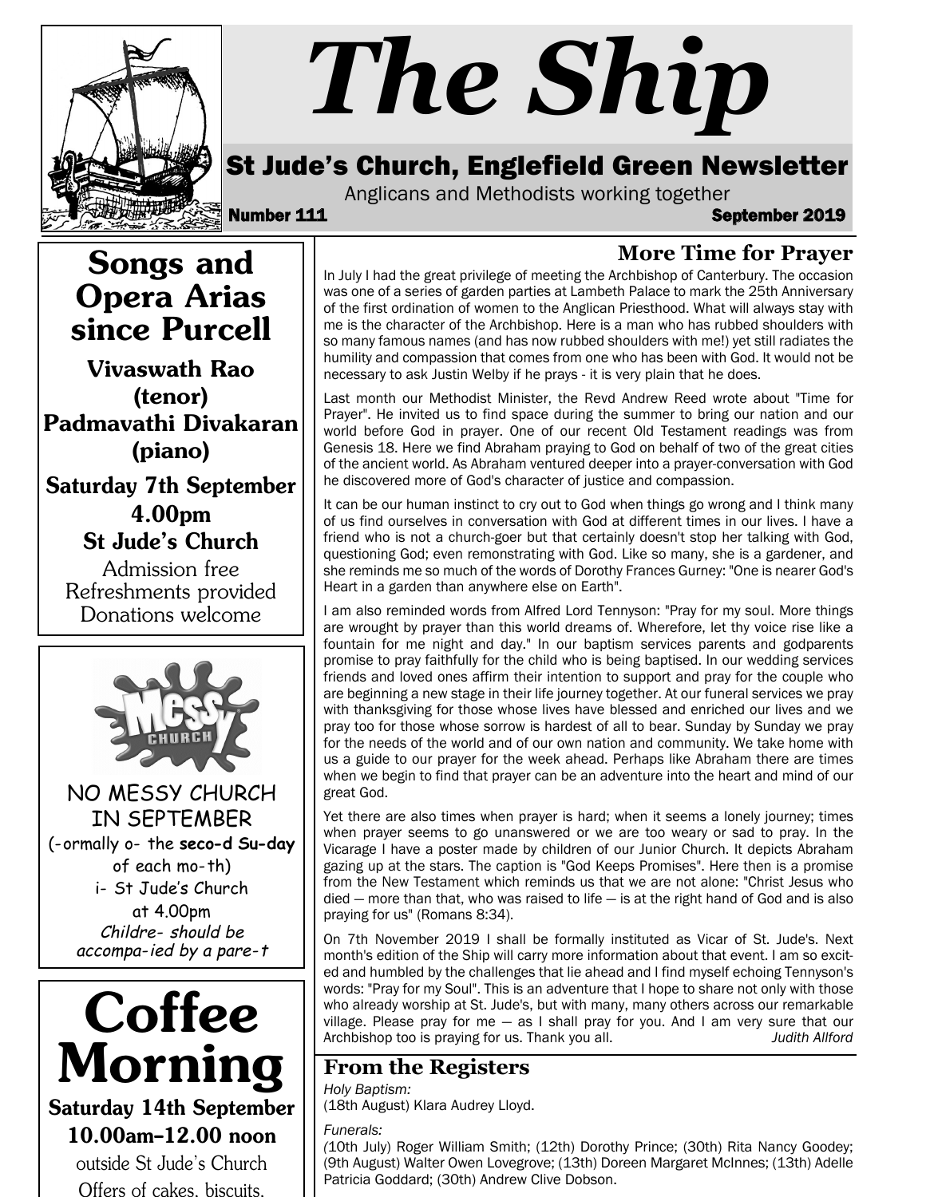# The Ship

## St Jude's Church, Englefield Green Newsletter

Anglicans and Methodists working together

**Number 111** **September 2019**

## Songs and Opera Arias since Purcell

**Vivaswath Rao (tenor)**
**Padmavathi Divakaran (piano)**

**Saturday 7th September**
**4.00pm**
**St Jude's Church**

Admission free
Refreshments provided
Donations welcome

---

NO MESSY CHURCH IN SEPTEMBER

(-ormally o- the **seco-d Su-day** of each mo-th)
i- St Jude's Church
at 4.00pm

*Childre- should be accompa-ied by a pare-t*

---

# Coffee Morning

**Saturday 14th September**
**10.00am–12.00 noon**

outside St Jude's Church
Offers of cakes, biscuits,

---

## More Time for Prayer

In July I had the great privilege of meeting the Archbishop of Canterbury. The occasion was one of a series of garden parties at Lambeth Palace to mark the 25th Anniversary of the first ordination of women to the Anglican Priesthood. What will always stay with me is the character of the Archbishop. Here is a man who has rubbed shoulders with so many famous names (and has now rubbed shoulders with me!) yet still radiates the humility and compassion that comes from one who has been with God. It would not be necessary to ask Justin Welby if he prays - it is very plain that he does.

Last month our Methodist Minister, the Revd Andrew Reed wrote about "Time for Prayer". He invited us to find space during the summer to bring our nation and our world before God in prayer. One of our recent Old Testament readings was from Genesis 18. Here we find Abraham praying to God on behalf of two of the great cities of the ancient world. As Abraham ventured deeper into a prayer-conversation with God he discovered more of God's character of justice and compassion.

It can be our human instinct to cry out to God when things go wrong and I think many of us find ourselves in conversation with God at different times in our lives. I have a friend who is not a church-goer but that certainly doesn't stop her talking with God, questioning God; even remonstrating with God. Like so many, she is a gardener, and she reminds me so much of the words of Dorothy Frances Gurney: "One is nearer God's Heart in a garden than anywhere else on Earth".

I am also reminded words from Alfred Lord Tennyson: "Pray for my soul. More things are wrought by prayer than this world dreams of. Wherefore, let thy voice rise like a fountain for me night and day." In our baptism services parents and godparents promise to pray faithfully for the child who is being baptised. In our wedding services friends and loved ones affirm their intention to support and pray for the couple who are beginning a new stage in their life journey together. At our funeral services we pray with thanksgiving for those whose lives have blessed and enriched our lives and we pray too for those whose sorrow is hardest of all to bear. Sunday by Sunday we pray for the needs of the world and of our own nation and community. We take home with us a guide to our prayer for the week ahead. Perhaps like Abraham there are times when we begin to find that prayer can be an adventure into the heart and mind of our great God.

Yet there are also times when prayer is hard; when it seems a lonely journey; times when prayer seems to go unanswered or we are too weary or sad to pray. In the Vicarage I have a poster made by children of our Junior Church. It depicts Abraham gazing up at the stars. The caption is "God Keeps Promises". Here then is a promise from the New Testament which reminds us that we are not alone: "Christ Jesus who died — more than that, who was raised to life — is at the right hand of God and is also praying for us" (Romans 8:34).

On 7th November 2019 I shall be formally instituted as Vicar of St. Jude's. Next month's edition of the Ship will carry more information about that event. I am so excited and humbled by the challenges that lie ahead and I find myself echoing Tennyson's words: "Pray for my Soul". This is an adventure that I hope to share not only with those who already worship at St. Jude's, but with many, many others across our remarkable village. Please pray for me — as I shall pray for you. And I am very sure that our Archbishop too is praying for us. Thank you all.

*Judith Allford*

## From the Registers

*Holy Baptism:*
(18th August) Klara Audrey Lloyd.

*Funerals:*
(10th July) Roger William Smith; (12th) Dorothy Prince; (30th) Rita Nancy Goodey; (9th August) Walter Owen Lovegrove; (13th) Doreen Margaret McInnes; (13th) Adelle Patricia Goddard; (30th) Andrew Clive Dobson.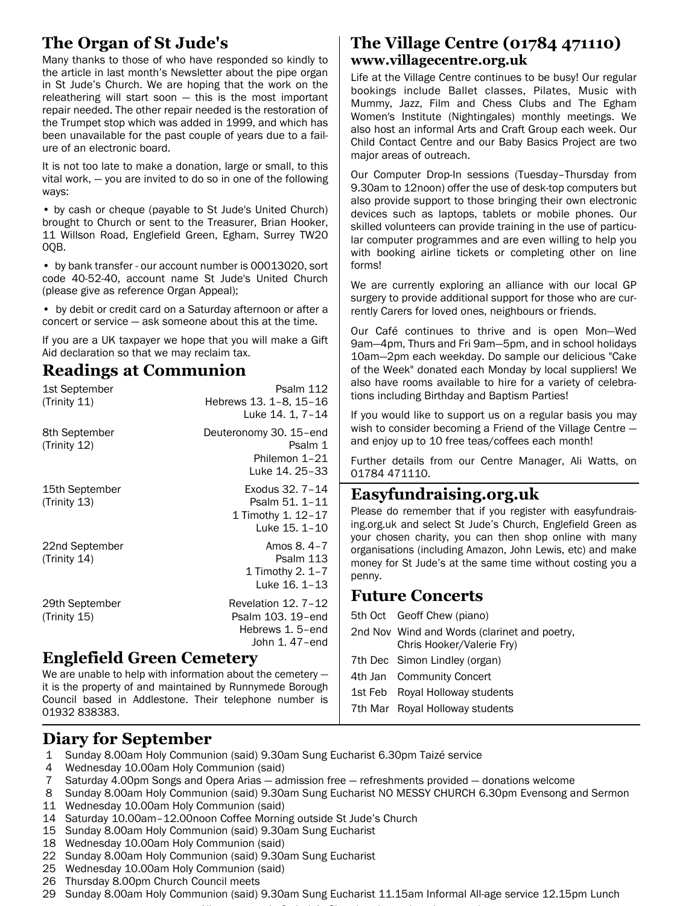## The Organ of St Jude's

Many thanks to those of who have responded so kindly to the article in last month's Newsletter about the pipe organ in St Jude's Church. We are hoping that the work on the releathering will start soon — this is the most important repair needed. The other repair needed is the restoration of the Trumpet stop which was added in 1999, and which has been unavailable for the past couple of years due to a failure of an electronic board.

It is not too late to make a donation, large or small, to this vital work, — you are invited to do so in one of the following ways:

• by cash or cheque (payable to St Jude's United Church) brought to Church or sent to the Treasurer, Brian Hooker, 11 Willson Road, Englefield Green, Egham, Surrey TW20 0QB.

• by bank transfer - our account number is 00013020, sort code 40-52-40, account name St Jude's United Church (please give as reference Organ Appeal);

• by debit or credit card on a Saturday afternoon or after a concert or service — ask someone about this at the time.

If you are a UK taxpayer we hope that you will make a Gift Aid declaration so that we may reclaim tax.

## Readings at Communion

| | |
|---|---|
| 1st September (Trinity 11) | Psalm 112<br>Hebrews 13. 1–8, 15–16<br>Luke 14. 1, 7–14 |
| 8th September (Trinity 12) | Deuteronomy 30. 15–end<br>Psalm 1<br>Philemon 1–21<br>Luke 14. 25–33 |
| 15th September (Trinity 13) | Exodus 32. 7–14<br>Psalm 51. 1–11<br>1 Timothy 1. 12–17<br>Luke 15. 1–10 |
| 22nd September (Trinity 14) | Amos 8. 4–7<br>Psalm 113<br>1 Timothy 2. 1–7<br>Luke 16. 1–13 |
| 29th September (Trinity 15) | Revelation 12. 7–12<br>Psalm 103. 19–end<br>Hebrews 1. 5–end<br>John 1. 47–end |

## Englefield Green Cemetery

We are unable to help with information about the cemetery — it is the property of and maintained by Runnymede Borough Council based in Addlestone. Their telephone number is 01932 838383.

## The Village Centre (01784 471110)
### www.villagecentre.org.uk

Life at the Village Centre continues to be busy! Our regular bookings include Ballet classes, Pilates, Music with Mummy, Jazz, Film and Chess Clubs and The Egham Women's Institute (Nightingales) monthly meetings. We also host an informal Arts and Craft Group each week. Our Child Contact Centre and our Baby Basics Project are two major areas of outreach.

Our Computer Drop-In sessions (Tuesday–Thursday from 9.30am to 12noon) offer the use of desk-top computers but also provide support to those bringing their own electronic devices such as laptops, tablets or mobile phones. Our skilled volunteers can provide training in the use of particular computer programmes and are even willing to help you with booking airline tickets or completing other on line forms!

We are currently exploring an alliance with our local GP surgery to provide additional support for those who are currently Carers for loved ones, neighbours or friends.

Our Café continues to thrive and is open Mon—Wed 9am—4pm, Thurs and Fri 9am—5pm, and in school holidays 10am—2pm each weekday. Do sample our delicious "Cake of the Week" donated each Monday by local suppliers! We also have rooms available to hire for a variety of celebrations including Birthday and Baptism Parties!

If you would like to support us on a regular basis you may wish to consider becoming a Friend of the Village Centre — and enjoy up to 10 free teas/coffees each month!

Further details from our Centre Manager, Ali Watts, on 01784 471110.

## Easyfundraising.org.uk

Please do remember that if you register with easyfundraising.org.uk and select St Jude's Church, Englefield Green as your chosen charity, you can then shop online with many organisations (including Amazon, John Lewis, etc) and make money for St Jude's at the same time without costing you a penny.

## Future Concerts

| | |
|---|---|
| 5th Oct | Geoff Chew (piano) |
| 2nd Nov | Wind and Words (clarinet and poetry, Chris Hooker/Valerie Fry) |
| 7th Dec | Simon Lindley (organ) |
| 4th Jan | Community Concert |
| 1st Feb | Royal Holloway students |
| 7th Mar | Royal Holloway students |

## Diary for September

1 Sunday 8.00am Holy Communion (said) 9.30am Sung Eucharist 6.30pm Taizé service
4 Wednesday 10.00am Holy Communion (said)
7 Saturday 4.00pm Songs and Opera Arias — admission free — refreshments provided — donations welcome
8 Sunday 8.00am Holy Communion (said) 9.30am Sung Eucharist NO MESSY CHURCH 6.30pm Evensong and Sermon
11 Wednesday 10.00am Holy Communion (said)
14 Saturday 10.00am–12.00noon Coffee Morning outside St Jude's Church
15 Sunday 8.00am Holy Communion (said) 9.30am Sung Eucharist
18 Wednesday 10.00am Holy Communion (said)
22 Sunday 8.00am Holy Communion (said) 9.30am Sung Eucharist
25 Wednesday 10.00am Holy Communion (said)
26 Thursday 8.00pm Church Council meets
29 Sunday 8.00am Holy Communion (said) 9.30am Sung Eucharist 11.15am Informal All-age service 12.15pm Lunch